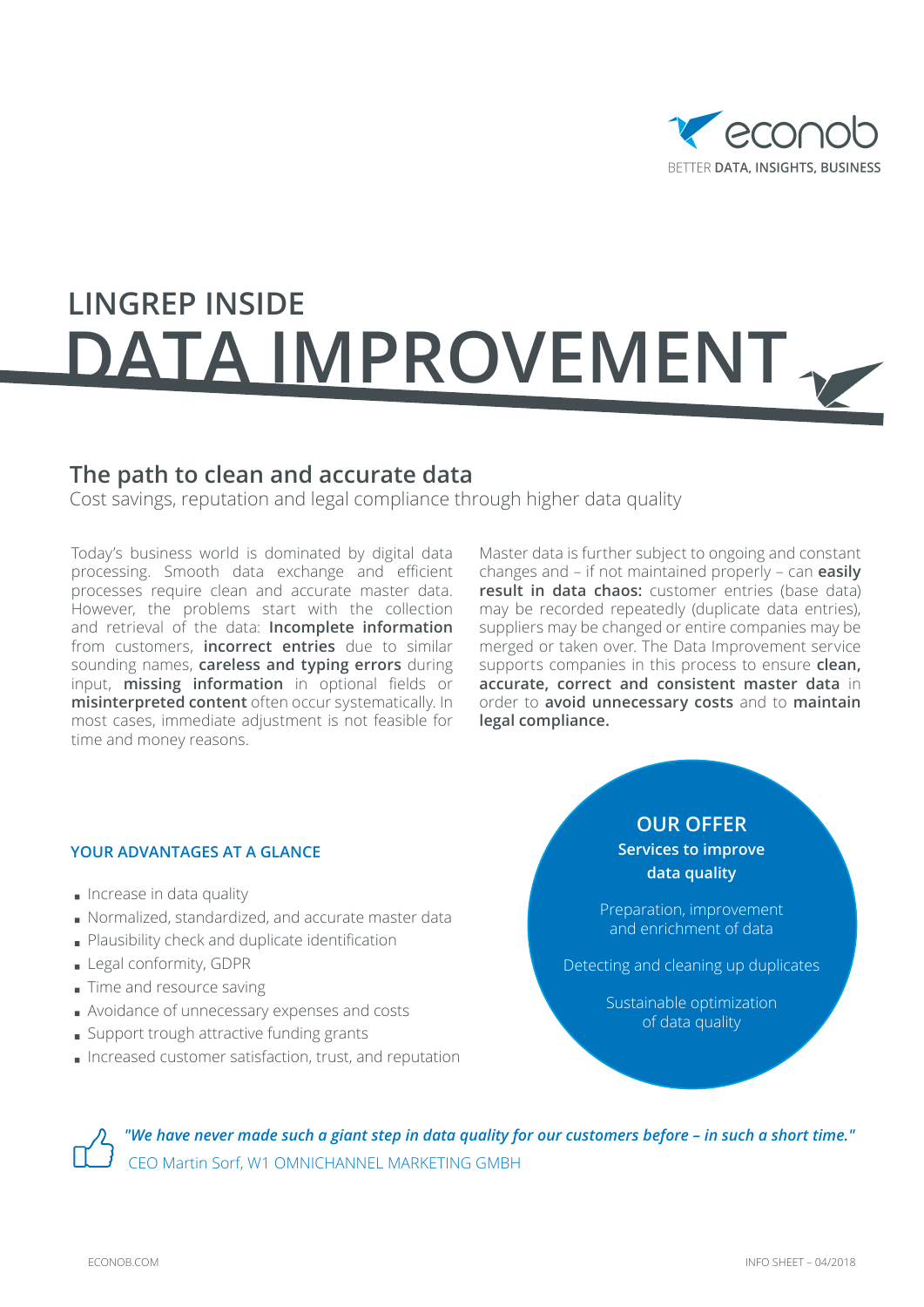econob

BETTER **DATA, INSIGHTS, BUSINESS**

# LINGREP INSIDE
# DATA IMPROVEMENT

## The path to clean and accurate data

Cost savings, reputation and legal compliance through higher data quality

Today's business world is dominated by digital data processing. Smooth data exchange and efficient processes require clean and accurate master data. However, the problems start with the collection and retrieval of the data: **Incomplete information** from customers, **incorrect entries** due to similar sounding names, **careless and typing errors** during input, **missing information** in optional fields or **misinterpreted content** often occur systematically. In most cases, immediate adjustment is not feasible for time and money reasons.

Master data is further subject to ongoing and constant changes and – if not maintained properly – can **easily result in data chaos:** customer entries (base data) may be recorded repeatedly (duplicate data entries), suppliers may be changed or entire companies may be merged or taken over. The Data Improvement service supports companies in this process to ensure **clean, accurate, correct and consistent master data** in order to **avoid unnecessary costs** and to **maintain legal compliance.**

### YOUR ADVANTAGES AT A GLANCE

- Increase in data quality
- Normalized, standardized, and accurate master data
- Plausibility check and duplicate identification
- Legal conformity, GDPR
- Time and resource saving
- Avoidance of unnecessary expenses and costs
- Support trough attractive funding grants
- Increased customer satisfaction, trust, and reputation

### OUR OFFER

**Services to improve data quality**

Preparation, improvement and enrichment of data

Detecting and cleaning up duplicates

Sustainable optimization of data quality

***"We have never made such a giant step in data quality for our customers before – in such a short time."***

CEO Martin Sorf, W1 OMNICHANNEL MARKETING GMBH

ECONOB.COM

INFO SHEET – 04/2018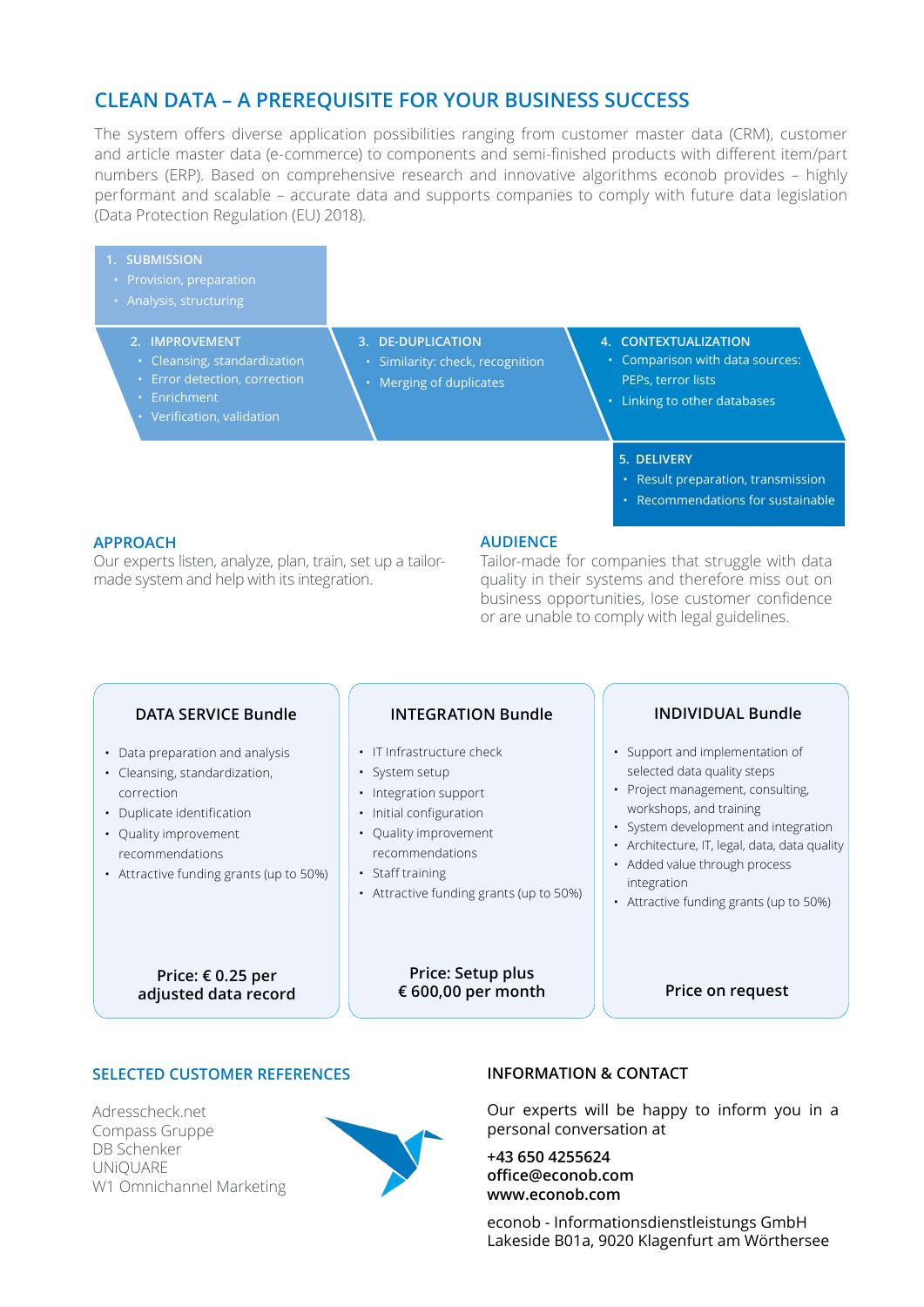## CLEAN DATA – A PREREQUISITE FOR YOUR BUSINESS SUCCESS

The system offers diverse application possibilities ranging from customer master data (CRM), customer and article master data (e-commerce) to components and semi-finished products with different item/part numbers (ERP). Based on comprehensive research and innovative algorithms econob provides – highly performant and scalable – accurate data and supports companies to comply with future data legislation (Data Protection Regulation (EU) 2018).

1. SUBMISSION
   - Provision, preparation
   - Analysis, structuring
2. IMPROVEMENT
   - Cleansing, standardization
   - Error detection, correction
   - Enrichment
   - Verification, validation
3. DE-DUPLICATION
   - Similarity: check, recognition
   - Merging of duplicates
4. CONTEXTUALIZATION
   - Comparison with data sources: PEPs, terror lists
   - Linking to other databases
5. DELIVERY
   - Result preparation, transmission
   - Recommendations for sustainable

### APPROACH

Our experts listen, analyze, plan, train, set up a tailor-made system and help with its integration.

### AUDIENCE

Tailor-made for companies that struggle with data quality in their systems and therefore miss out on business opportunities, lose customer confidence or are unable to comply with legal guidelines.

### DATA SERVICE Bundle

- Data preparation and analysis
- Cleansing, standardization, correction
- Duplicate identification
- Quality improvement recommendations
- Attractive funding grants (up to 50%)

**Price: € 0.25 per adjusted data record**

### INTEGRATION Bundle

- IT Infrastructure check
- System setup
- Integration support
- Initial configuration
- Quality improvement recommendations
- Staff training
- Attractive funding grants (up to 50%)

**Price: Setup plus € 600,00 per month**

### INDIVIDUAL Bundle

- Support and implementation of selected data quality steps
- Project management, consulting, workshops, and training
- System development and integration
- Architecture, IT, legal, data, data quality
- Added value through process integration
- Attractive funding grants (up to 50%)

**Price on request**

### SELECTED CUSTOMER REFERENCES

Adresscheck.net
Compass Gruppe
DB Schenker
UNiQUARE
W1 Omnichannel Marketing

### INFORMATION & CONTACT

Our experts will be happy to inform you in a personal conversation at

**+43 650 4255624**
**office@econob.com**
**www.econob.com**

econob - Informationsdienstleistungs GmbH
Lakeside B01a, 9020 Klagenfurt am Wörthersee